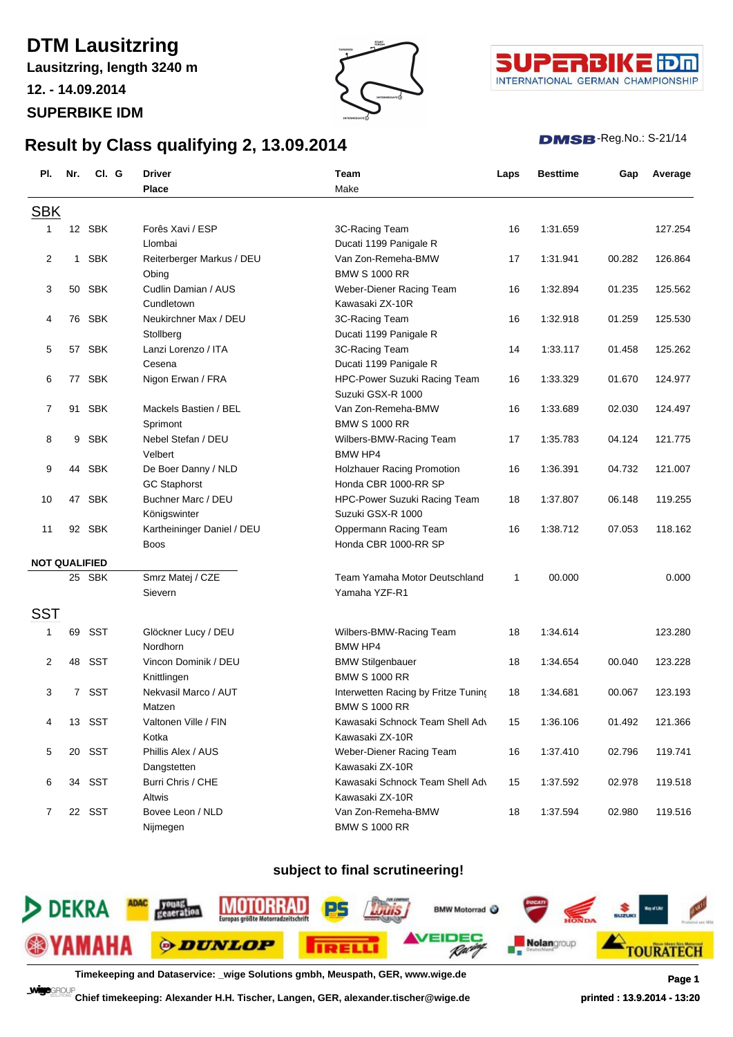# DTM Lausitzring

**Lausitzring, length 3240 m**

**12. - 14.09.2014**

**SUPERBIKE IDM**

## Result by Class qualifying 2, 13.09.2014

DMSB-Reg.No.: S-21/14

| Pl. | Nr. | Cl. | G | Driver / Place | Team / Make | Laps | Besttime | Gap | Average |
|---|---|---|---|---|---|---|---|---|---|
| **SBK** | | | | | | | | | |
| 1 | 12 | SBK | | Forês Xavi / ESP<br>Llombai | 3C-Racing Team<br>Ducati 1199 Panigale R | 16 | 1:31.659 | | 127.254 |
| 2 | 1 | SBK | | Reiterberger Markus / DEU<br>Obing | Van Zon-Remeha-BMW<br>BMW S 1000 RR | 17 | 1:31.941 | 00.282 | 126.864 |
| 3 | 50 | SBK | | Cudlin Damian / AUS<br>Cundletown | Weber-Diener Racing Team<br>Kawasaki ZX-10R | 16 | 1:32.894 | 01.235 | 125.562 |
| 4 | 76 | SBK | | Neukirchner Max / DEU<br>Stollberg | 3C-Racing Team<br>Ducati 1199 Panigale R | 16 | 1:32.918 | 01.259 | 125.530 |
| 5 | 57 | SBK | | Lanzi Lorenzo / ITA<br>Cesena | 3C-Racing Team<br>Ducati 1199 Panigale R | 14 | 1:33.117 | 01.458 | 125.262 |
| 6 | 77 | SBK | | Nigon Erwan / FRA | HPC-Power Suzuki Racing Team<br>Suzuki GSX-R 1000 | 16 | 1:33.329 | 01.670 | 124.977 |
| 7 | 91 | SBK | | Mackels Bastien / BEL<br>Sprimont | Van Zon-Remeha-BMW<br>BMW S 1000 RR | 16 | 1:33.689 | 02.030 | 124.497 |
| 8 | 9 | SBK | | Nebel Stefan / DEU<br>Velbert | Wilbers-BMW-Racing Team<br>BMW HP4 | 17 | 1:35.783 | 04.124 | 121.775 |
| 9 | 44 | SBK | | De Boer Danny / NLD<br>GC Staphorst | Holzhauer Racing Promotion<br>Honda CBR 1000-RR SP | 16 | 1:36.391 | 04.732 | 121.007 |
| 10 | 47 | SBK | | Buchner Marc / DEU<br>Königswinter | HPC-Power Suzuki Racing Team<br>Suzuki GSX-R 1000 | 18 | 1:37.807 | 06.148 | 119.255 |
| 11 | 92 | SBK | | Kartheininger Daniel / DEU<br>Boos | Oppermann Racing Team<br>Honda CBR 1000-RR SP | 16 | 1:38.712 | 07.053 | 118.162 |
| **NOT QUALIFIED** | | | | | | | | | |
| | 25 | SBK | | Smrz Matej / CZE<br>Sievern | Team Yamaha Motor Deutschland<br>Yamaha YZF-R1 | 1 | 00.000 | | 0.000 |
| **SST** | | | | | | | | | |
| 1 | 69 | SST | | Glöckner Lucy / DEU<br>Nordhorn | Wilbers-BMW-Racing Team<br>BMW HP4 | 18 | 1:34.614 | | 123.280 |
| 2 | 48 | SST | | Vincon Dominik / DEU<br>Knittlingen | BMW Stilgenbauer<br>BMW S 1000 RR | 18 | 1:34.654 | 00.040 | 123.228 |
| 3 | 7 | SST | | Nekvasil Marco / AUT<br>Matzen | Interwetten Racing by Fritze Tuninç<br>BMW S 1000 RR | 18 | 1:34.681 | 00.067 | 123.193 |
| 4 | 13 | SST | | Valtonen Ville / FIN<br>Kotka | Kawasaki Schnock Team Shell Adv<br>Kawasaki ZX-10R | 15 | 1:36.106 | 01.492 | 121.366 |
| 5 | 20 | SST | | Phillis Alex / AUS<br>Dangstetten | Weber-Diener Racing Team<br>Kawasaki ZX-10R | 16 | 1:37.410 | 02.796 | 119.741 |
| 6 | 34 | SST | | Burri Chris / CHE<br>Altwis | Kawasaki Schnock Team Shell Adv<br>Kawasaki ZX-10R | 15 | 1:37.592 | 02.978 | 119.518 |
| 7 | 22 | SST | | Bovee Leon / NLD<br>Nijmegen | Van Zon-Remeha-BMW<br>BMW S 1000 RR | 18 | 1:37.594 | 02.980 | 119.516 |

**subject to final scrutineering!**

**Timekeeping and Dataservice: _wige Solutions gmbh, Meuspath, GER, www.wige.de**

**Chief timekeeping: Alexander H.H. Tischer, Langen, GER, alexander.tischer@wige.de**

**printed : 13.9.2014 - 13:20**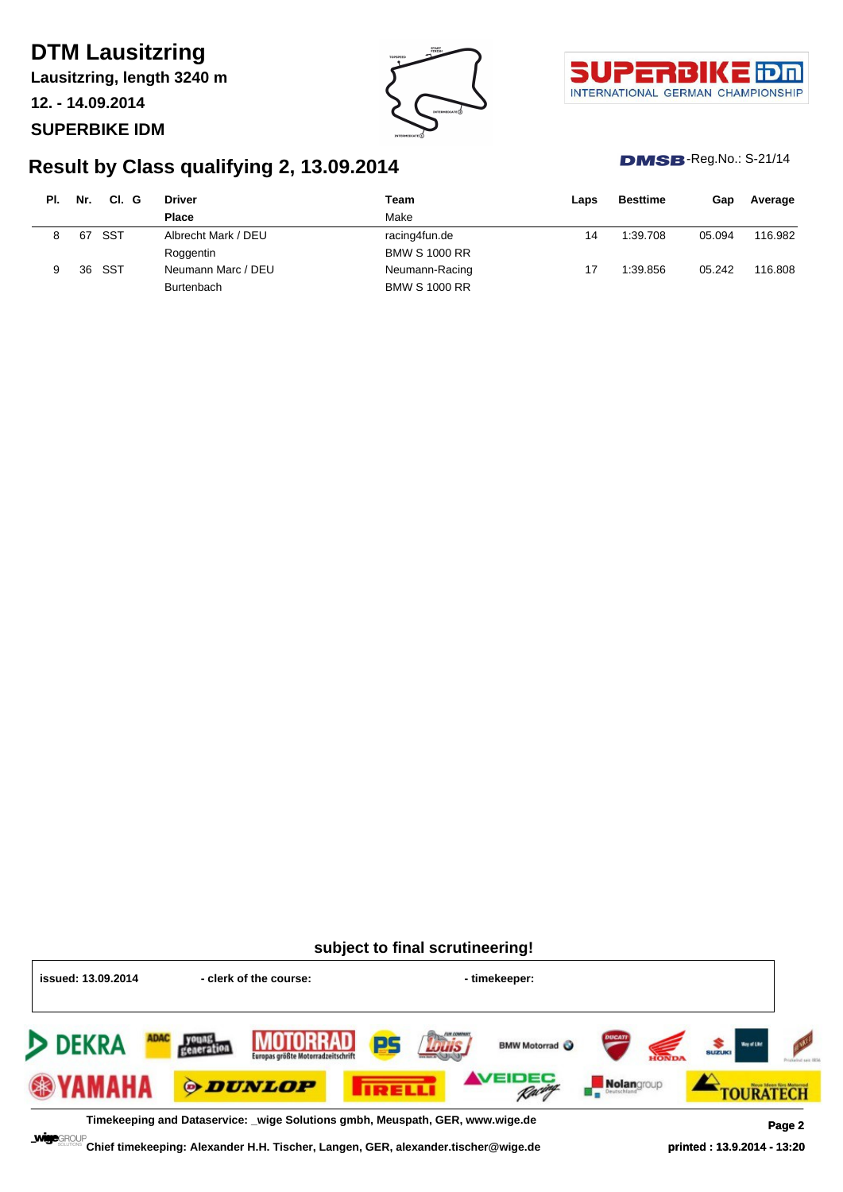# DTM Lausitzring

**Lausitzring, length 3240 m**

**12. - 14.09.2014**

**SUPERBIKE IDM**

## Result by Class qualifying 2, 13.09.2014

DMSB-Reg.No.: S-21/14

| Pl. | Nr. | Cl. | G | Driver<br>Place | Team<br>Make | Laps | Besttime | Gap | Average |
|---|---|---|---|---|---|---|---|---|---|
| 8 | 67 | SST | | Albrecht Mark / DEU<br>Roggentin | racing4fun.de<br>BMW S 1000 RR | 14 | 1:39.708 | 05.094 | 116.982 |
| 9 | 36 | SST | | Neumann Marc / DEU<br>Burtenbach | Neumann-Racing<br>BMW S 1000 RR | 17 | 1:39.856 | 05.242 | 116.808 |

**subject to final scrutineering!**

**issued: 13.09.2014** **- clerk of the course:** **- timekeeper:**

**Timekeeping and Dataservice: _wige Solutions gmbh, Meuspath, GER, www.wige.de**

**Chief timekeeping: Alexander H.H. Tischer, Langen, GER, alexander.tischer@wige.de**

**printed : 13.9.2014 - 13:20**